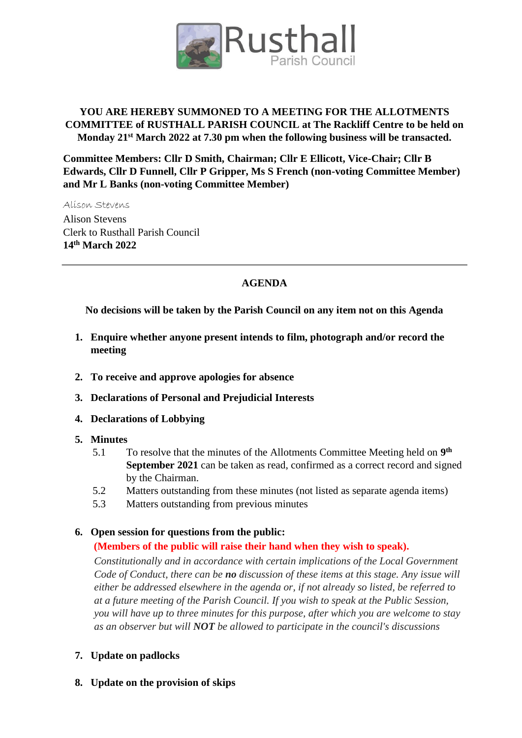Rusthall
Parish Council

**YOU ARE HEREBY SUMMONED TO A MEETING FOR THE ALLOTMENTS COMMITTEE of RUSTHALL PARISH COUNCIL at The Rackliff Centre to be held on Monday 21st March 2022 at 7.30 pm when the following business will be transacted.**

**Committee Members: Cllr D Smith, Chairman; Cllr E Ellicott, Vice-Chair; Cllr B Edwards, Cllr D Funnell, Cllr P Gripper, Ms S French (non-voting Committee Member) and Mr L Banks (non-voting Committee Member)**

*Alison Stevens*
Alison Stevens
Clerk to Rusthall Parish Council
**14th March 2022**

---

## AGENDA

**No decisions will be taken by the Parish Council on any item not on this Agenda**

1. **Enquire whether anyone present intends to film, photograph and/or record the meeting**

2. **To receive and approve apologies for absence**

3. **Declarations of Personal and Prejudicial Interests**

4. **Declarations of Lobbying**

5. **Minutes**
   - 5.1 To resolve that the minutes of the Allotments Committee Meeting held on **9th September 2021** can be taken as read, confirmed as a correct record and signed by the Chairman.
   - 5.2 Matters outstanding from these minutes (not listed as separate agenda items)
   - 5.3 Matters outstanding from previous minutes

6. **Open session for questions from the public:**

   **(Members of the public will raise their hand when they wish to speak).**

   *Constitutionally and in accordance with certain implications of the Local Government Code of Conduct, there can be **no** discussion of these items at this stage. Any issue will either be addressed elsewhere in the agenda or, if not already so listed, be referred to at a future meeting of the Parish Council. If you wish to speak at the Public Session, you will have up to three minutes for this purpose, after which you are welcome to stay as an observer but will **NOT** be allowed to participate in the council's discussions*

7. **Update on padlocks**

8. **Update on the provision of skips**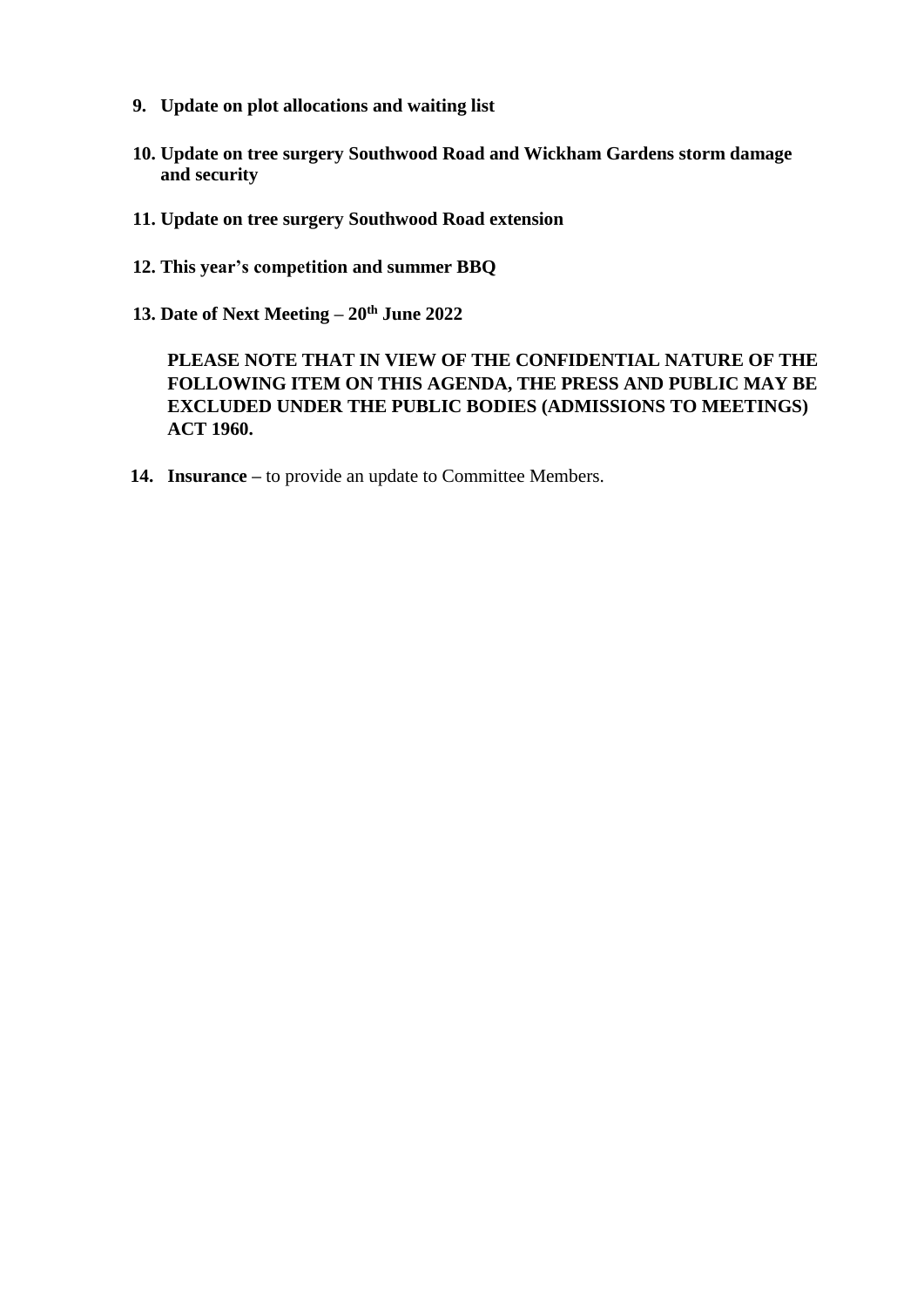9. **Update on plot allocations and waiting list**

10. **Update on tree surgery Southwood Road and Wickham Gardens storm damage and security**

11. **Update on tree surgery Southwood Road extension**

12. **This year's competition and summer BBQ**

13. **Date of Next Meeting – 20th June 2022**

**PLEASE NOTE THAT IN VIEW OF THE CONFIDENTIAL NATURE OF THE FOLLOWING ITEM ON THIS AGENDA, THE PRESS AND PUBLIC MAY BE EXCLUDED UNDER THE PUBLIC BODIES (ADMISSIONS TO MEETINGS) ACT 1960.**

14. **Insurance –** to provide an update to Committee Members.